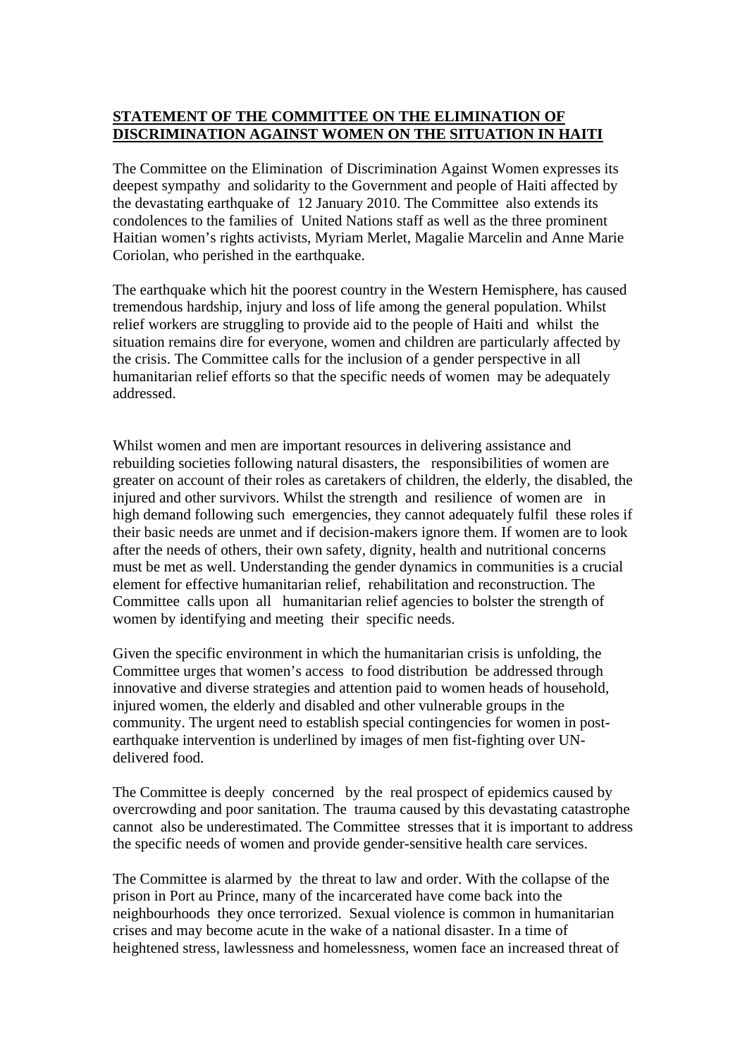**STATEMENT OF THE COMMITTEE ON THE ELIMINATION OF DISCRIMINATION AGAINST WOMEN ON THE SITUATION IN HAITI**

The Committee on the Elimination of Discrimination Against Women expresses its deepest sympathy and solidarity to the Government and people of Haiti affected by the devastating earthquake of 12 January 2010. The Committee also extends its condolences to the families of United Nations staff as well as the three prominent Haitian women's rights activists, Myriam Merlet, Magalie Marcelin and Anne Marie Coriolan, who perished in the earthquake.

The earthquake which hit the poorest country in the Western Hemisphere, has caused tremendous hardship, injury and loss of life among the general population. Whilst relief workers are struggling to provide aid to the people of Haiti and whilst the situation remains dire for everyone, women and children are particularly affected by the crisis. The Committee calls for the inclusion of a gender perspective in all humanitarian relief efforts so that the specific needs of women may be adequately addressed.

Whilst women and men are important resources in delivering assistance and rebuilding societies following natural disasters, the responsibilities of women are greater on account of their roles as caretakers of children, the elderly, the disabled, the injured and other survivors. Whilst the strength and resilience of women are in high demand following such emergencies, they cannot adequately fulfil these roles if their basic needs are unmet and if decision-makers ignore them. If women are to look after the needs of others, their own safety, dignity, health and nutritional concerns must be met as well. Understanding the gender dynamics in communities is a crucial element for effective humanitarian relief, rehabilitation and reconstruction. The Committee calls upon all humanitarian relief agencies to bolster the strength of women by identifying and meeting their specific needs.

Given the specific environment in which the humanitarian crisis is unfolding, the Committee urges that women's access to food distribution be addressed through innovative and diverse strategies and attention paid to women heads of household, injured women, the elderly and disabled and other vulnerable groups in the community. The urgent need to establish special contingencies for women in post-earthquake intervention is underlined by images of men fist-fighting over UN-delivered food.

The Committee is deeply concerned by the real prospect of epidemics caused by overcrowding and poor sanitation. The trauma caused by this devastating catastrophe cannot also be underestimated. The Committee stresses that it is important to address the specific needs of women and provide gender-sensitive health care services.

The Committee is alarmed by the threat to law and order. With the collapse of the prison in Port au Prince, many of the incarcerated have come back into the neighbourhoods they once terrorized. Sexual violence is common in humanitarian crises and may become acute in the wake of a national disaster. In a time of heightened stress, lawlessness and homelessness, women face an increased threat of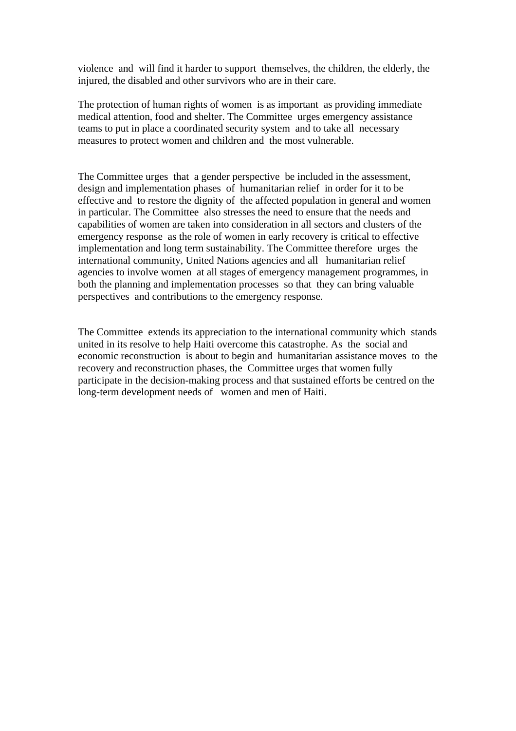violence and will find it harder to support themselves, the children, the elderly, the injured, the disabled and other survivors who are in their care.

The protection of human rights of women is as important as providing immediate medical attention, food and shelter. The Committee urges emergency assistance teams to put in place a coordinated security system and to take all necessary measures to protect women and children and the most vulnerable.

The Committee urges that a gender perspective be included in the assessment, design and implementation phases of humanitarian relief in order for it to be effective and to restore the dignity of the affected population in general and women in particular. The Committee also stresses the need to ensure that the needs and capabilities of women are taken into consideration in all sectors and clusters of the emergency response as the role of women in early recovery is critical to effective implementation and long term sustainability. The Committee therefore urges the international community, United Nations agencies and all humanitarian relief agencies to involve women at all stages of emergency management programmes, in both the planning and implementation processes so that they can bring valuable perspectives and contributions to the emergency response.

The Committee extends its appreciation to the international community which stands united in its resolve to help Haiti overcome this catastrophe. As the social and economic reconstruction is about to begin and humanitarian assistance moves to the recovery and reconstruction phases, the Committee urges that women fully participate in the decision-making process and that sustained efforts be centred on the long-term development needs of women and men of Haiti.